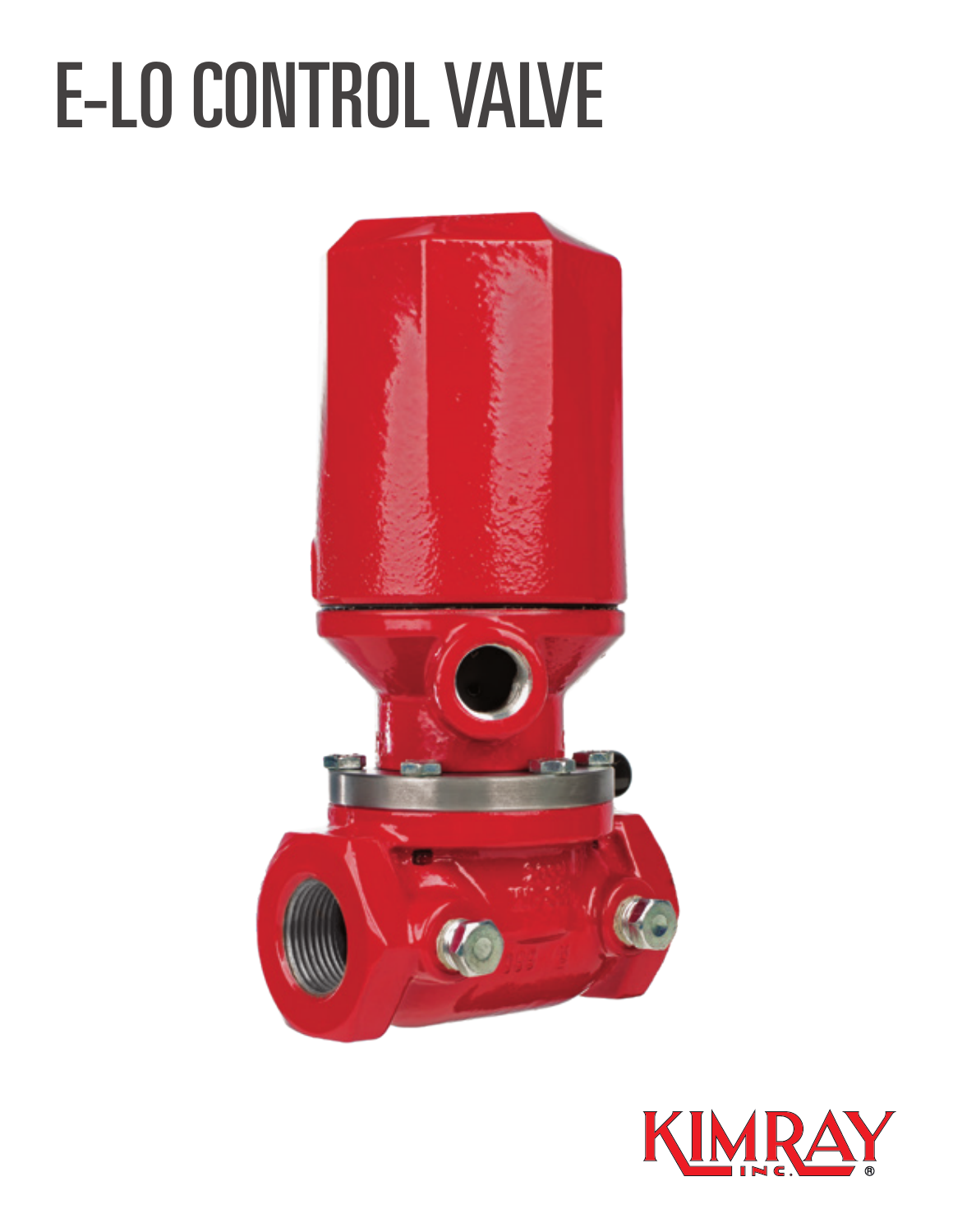# E-LO CONTROL VALVE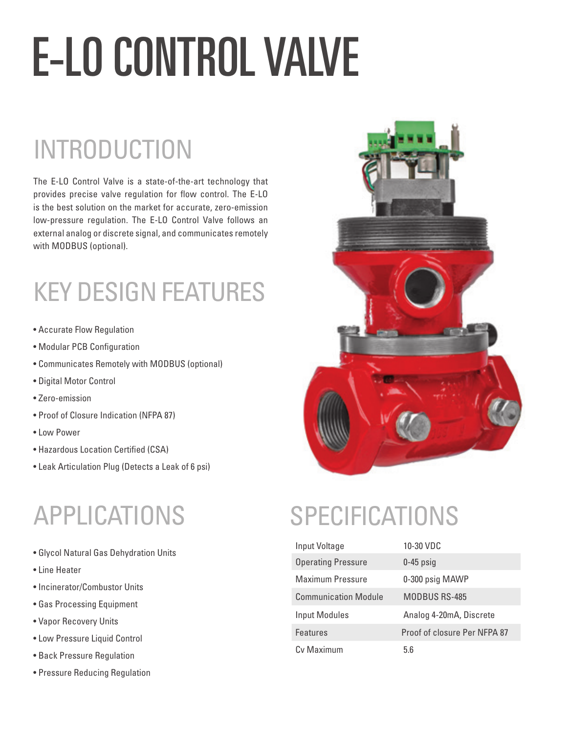# E-LO CONTROL VALVE

## INTRODUCTION

The E-LO Control Valve is a state-of-the-art technology that provides precise valve regulation for flow control. The E-LO is the best solution on the market for accurate, zero-emission low-pressure regulation. The E-LO Control Valve follows an external analog or discrete signal, and communicates remotely with MODBUS (optional).

## KEY DESIGN FEATURES

- Accurate Flow Regulation
- Modular PCB Configuration
- Communicates Remotely with MODBUS (optional)
- Digital Motor Control
- Zero-emission
- Proof of Closure Indication (NFPA 87)
- Low Power
- Hazardous Location Certified (CSA)
- Leak Articulation Plug (Detects a Leak of 6 psi)

## APPLICATIONS

- Glycol Natural Gas Dehydration Units
- Line Heater
- Incinerator/Combustor Units
- Gas Processing Equipment
- Vapor Recovery Units
- Low Pressure Liquid Control
- Back Pressure Regulation
- Pressure Reducing Regulation

## SPECIFICATIONS

| | |
|---|---|
| Input Voltage | 10-30 VDC |
| Operating Pressure | 0-45 psig |
| Maximum Pressure | 0-300 psig MAWP |
| Communication Module | MODBUS RS-485 |
| Input Modules | Analog 4-20mA, Discrete |
| Features | Proof of closure Per NFPA 87 |
| Cv Maximum | 5.6 |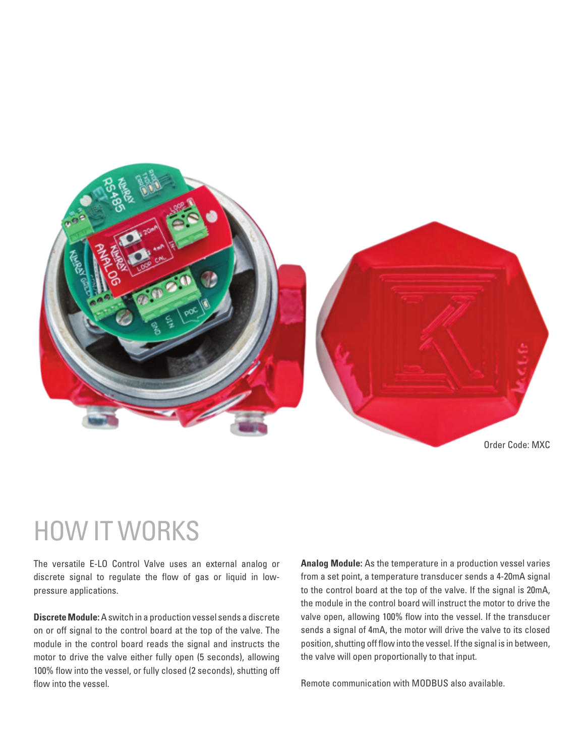Order Code: MXC

# HOW IT WORKS

The versatile E-LO Control Valve uses an external analog or discrete signal to regulate the flow of gas or liquid in low-pressure applications.

**Discrete Module:** A switch in a production vessel sends a discrete on or off signal to the control board at the top of the valve. The module in the control board reads the signal and instructs the motor to drive the valve either fully open (5 seconds), allowing 100% flow into the vessel, or fully closed (2 seconds), shutting off flow into the vessel.

**Analog Module:** As the temperature in a production vessel varies from a set point, a temperature transducer sends a 4-20mA signal to the control board at the top of the valve. If the signal is 20mA, the module in the control board will instruct the motor to drive the valve open, allowing 100% flow into the vessel. If the transducer sends a signal of 4mA, the motor will drive the valve to its closed position, shutting off flow into the vessel. If the signal is in between, the valve will open proportionally to that input.

Remote communication with MODBUS also available.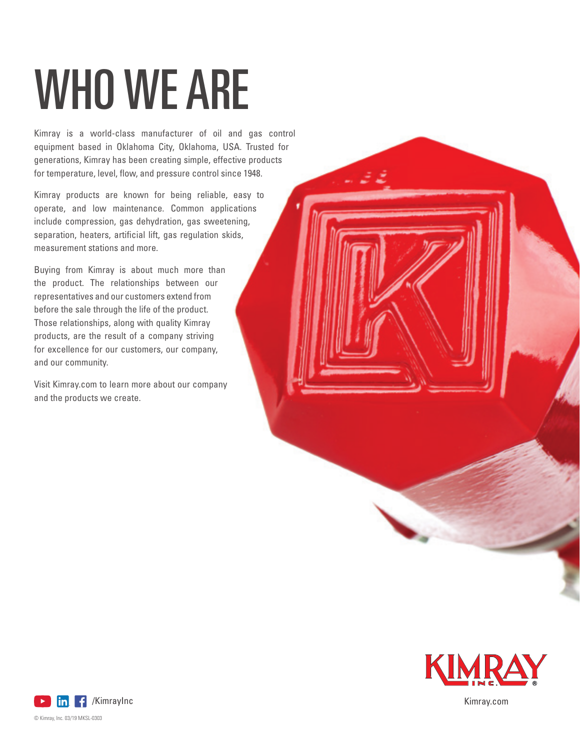# WHO WE ARE

Kimray is a world-class manufacturer of oil and gas control equipment based in Oklahoma City, Oklahoma, USA. Trusted for generations, Kimray has been creating simple, effective products for temperature, level, flow, and pressure control since 1948.

Kimray products are known for being reliable, easy to operate, and low maintenance. Common applications include compression, gas dehydration, gas sweetening, separation, heaters, artificial lift, gas regulation skids, measurement stations and more.

Buying from Kimray is about much more than the product. The relationships between our representatives and our customers extend from before the sale through the life of the product. Those relationships, along with quality Kimray products, are the result of a company striving for excellence for our customers, our company, and our community.

Visit Kimray.com to learn more about our company and the products we create.

/KimrayInc

KIMRAY INC.

Kimray.com

© Kimray, Inc. 03/19 MKSL-0303